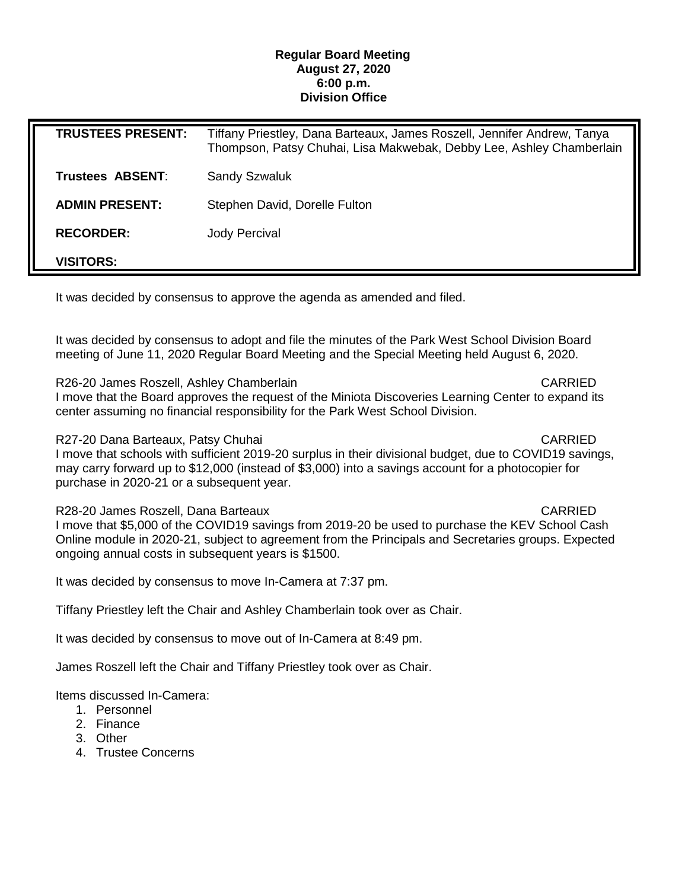**Regular Board Meeting**
**August 27, 2020**
**6:00 p.m.**
**Division Office**

| | |
|---|---|
| **TRUSTEES PRESENT:** | Tiffany Priestley, Dana Barteaux, James Roszell, Jennifer Andrew, Tanya Thompson, Patsy Chuhai, Lisa Makwebak, Debby Lee, Ashley Chamberlain |
| **Trustees ABSENT**: | Sandy Szwaluk |
| **ADMIN PRESENT:** | Stephen David, Dorelle Fulton |
| **RECORDER:** | Jody Percival |
| **VISITORS:** | |

It was decided by consensus to approve the agenda as amended and filed.

It was decided by consensus to adopt and file the minutes of the Park West School Division Board meeting of June 11, 2020 Regular Board Meeting and the Special Meeting held August 6, 2020.

R26-20 James Roszell, Ashley Chamberlain CARRIED
I move that the Board approves the request of the Miniota Discoveries Learning Center to expand its center assuming no financial responsibility for the Park West School Division.

R27-20 Dana Barteaux, Patsy Chuhai CARRIED
I move that schools with sufficient 2019-20 surplus in their divisional budget, due to COVID19 savings, may carry forward up to $12,000 (instead of $3,000) into a savings account for a photocopier for purchase in 2020-21 or a subsequent year.

R28-20 James Roszell, Dana Barteaux CARRIED
I move that $5,000 of the COVID19 savings from 2019-20 be used to purchase the KEV School Cash Online module in 2020-21, subject to agreement from the Principals and Secretaries groups. Expected ongoing annual costs in subsequent years is $1500.

It was decided by consensus to move In-Camera at 7:37 pm.

Tiffany Priestley left the Chair and Ashley Chamberlain took over as Chair.

It was decided by consensus to move out of In-Camera at 8:49 pm.

James Roszell left the Chair and Tiffany Priestley took over as Chair.

Items discussed In-Camera:

1. Personnel
2. Finance
3. Other
4. Trustee Concerns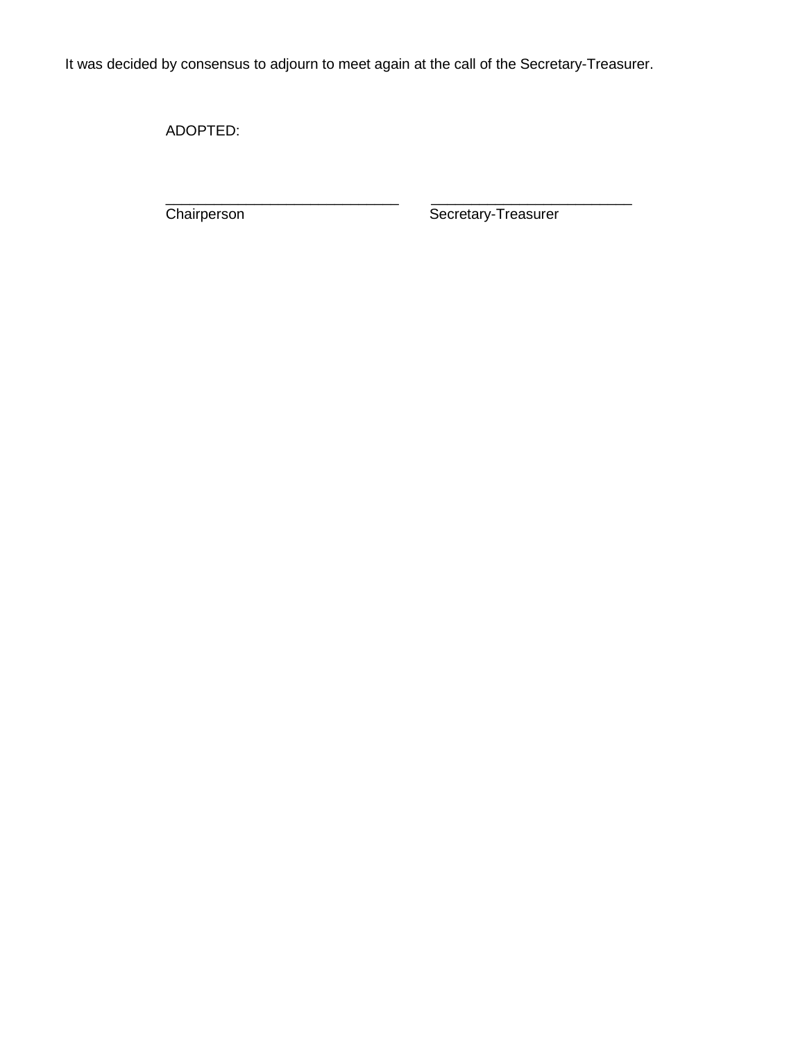It was decided by consensus to adjourn to meet again at the call of the Secretary-Treasurer.

ADOPTED:

| | |
|---|---|
| ______________________________ | __________________________ |
| Chairperson | Secretary-Treasurer |